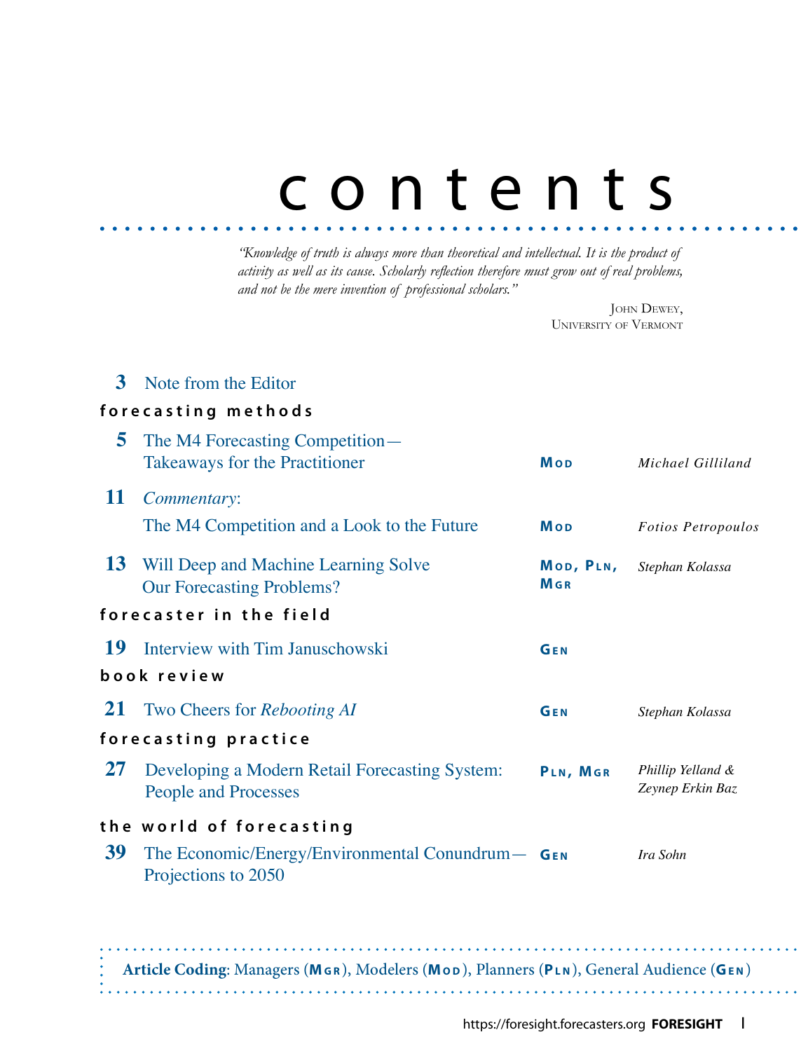# contents

*"Knowledge of truth is always more than theoretical and intellectual. It is the product of activity as well as its cause. Scholarly reflection therefore must grow out of real problems, and not be the mere invention of professional scholars."*

John Dewey,
University of Vermont

| Page | Title | Coding | Author |
|---|---|---|---|
| 3 | Note from the Editor | | |
| | **forecasting methods** | | |
| 5 | The M4 Forecasting Competition—Takeaways for the Practitioner | Mod | *Michael Gilliland* |
| 11 | *Commentary*: The M4 Competition and a Look to the Future | Mod | *Fotios Petropoulos* |
| 13 | Will Deep and Machine Learning Solve Our Forecasting Problems? | Mod, Pln, Mgr | *Stephan Kolassa* |
| | **forecaster in the field** | | |
| 19 | Interview with Tim Januschowski | Gen | |
| | **book review** | | |
| 21 | Two Cheers for *Rebooting AI* | Gen | *Stephan Kolassa* |
| | **forecasting practice** | | |
| 27 | Developing a Modern Retail Forecasting System: People and Processes | Pln, Mgr | *Phillip Yelland & Zeynep Erkin Baz* |
| | **the world of forecasting** | | |
| 39 | The Economic/Energy/Environmental Conundrum—Projections to 2050 | Gen | *Ira Sohn* |

**Article Coding**: Managers (**Mgr**), Modelers (**Mod**), Planners (**Pln**), General Audience (**Gen**)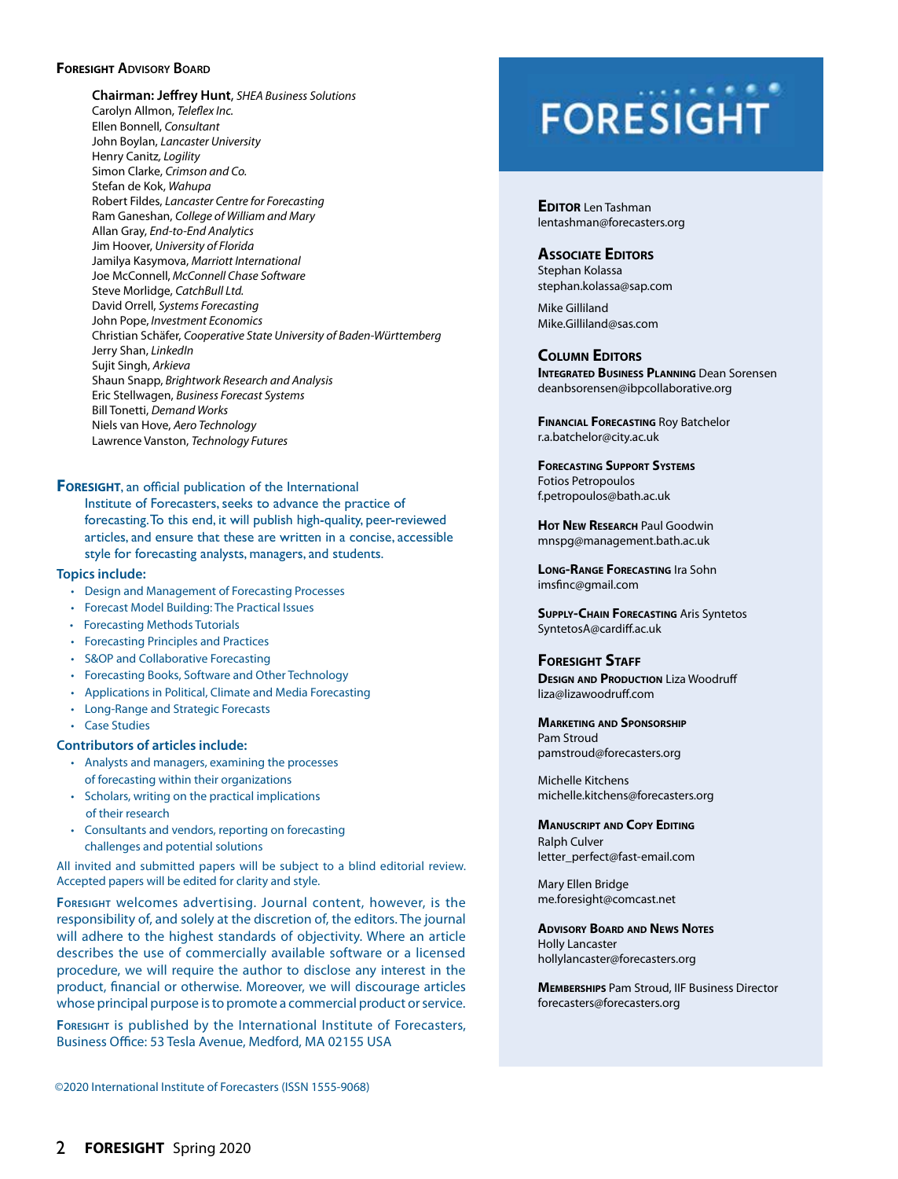## Foresight Advisory Board

**Chairman: Jeffrey Hunt**, *SHEA Business Solutions*
Carolyn Allmon, *Teleflex Inc.*
Ellen Bonnell, *Consultant*
John Boylan, *Lancaster University*
Henry Canitz, *Logility*
Simon Clarke, *Crimson and Co.*
Stefan de Kok, *Wahupa*
Robert Fildes, *Lancaster Centre for Forecasting*
Ram Ganeshan, *College of William and Mary*
Allan Gray, *End-to-End Analytics*
Jim Hoover, *University of Florida*
Jamilya Kasymova, *Marriott International*
Joe McConnell, *McConnell Chase Software*
Steve Morlidge, *CatchBull Ltd.*
David Orrell, *Systems Forecasting*
John Pope, *Investment Economics*
Christian Schäfer, *Cooperative State University of Baden-Württemberg*
Jerry Shan, *LinkedIn*
Sujit Singh, *Arkieva*
Shaun Snapp, *Brightwork Research and Analysis*
Eric Stellwagen, *Business Forecast Systems*
Bill Tonetti, *Demand Works*
Niels van Hove, *Aero Technology*
Lawrence Vanston, *Technology Futures*

**Foresight**, an official publication of the International Institute of Forecasters, seeks to advance the practice of forecasting. To this end, it will publish high-quality, peer-reviewed articles, and ensure that these are written in a concise, accessible style for forecasting analysts, managers, and students.

**Topics include:**

- Design and Management of Forecasting Processes
- Forecast Model Building: The Practical Issues
- Forecasting Methods Tutorials
- Forecasting Principles and Practices
- S&OP and Collaborative Forecasting
- Forecasting Books, Software and Other Technology
- Applications in Political, Climate and Media Forecasting
- Long-Range and Strategic Forecasts
- Case Studies

**Contributors of articles include:**

- Analysts and managers, examining the processes of forecasting within their organizations
- Scholars, writing on the practical implications of their research
- Consultants and vendors, reporting on forecasting challenges and potential solutions

All invited and submitted papers will be subject to a blind editorial review. Accepted papers will be edited for clarity and style.

Foresight welcomes advertising. Journal content, however, is the responsibility of, and solely at the discretion of, the editors. The journal will adhere to the highest standards of objectivity. Where an article describes the use of commercially available software or a licensed procedure, we will require the author to disclose any interest in the product, financial or otherwise. Moreover, we will discourage articles whose principal purpose is to promote a commercial product or service.

Foresight is published by the International Institute of Forecasters, Business Office: 53 Tesla Avenue, Medford, MA 02155 USA

©2020 International Institute of Forecasters (ISSN 1555-9068)

# FORESIGHT

**Editor** Len Tashman
lentashman@forecasters.org

**Associate Editors**
Stephan Kolassa
stephan.kolassa@sap.com

Mike Gilliland
Mike.Gilliland@sas.com

**Column Editors**

**Integrated Business Planning** Dean Sorensen
deanbsorensen@ibpcollaborative.org

**Financial Forecasting** Roy Batchelor
r.a.batchelor@city.ac.uk

**Forecasting Support Systems**
Fotios Petropoulos
f.petropoulos@bath.ac.uk

**Hot New Research** Paul Goodwin
mnspg@management.bath.ac.uk

**Long-Range Forecasting** Ira Sohn
imsfinc@gmail.com

**Supply-Chain Forecasting** Aris Syntetos
SyntetosA@cardiff.ac.uk

**Foresight Staff**

**Design and Production** Liza Woodruff
liza@lizawoodruff.com

**Marketing and Sponsorship**
Pam Stroud
pamstroud@forecasters.org

Michelle Kitchens
michelle.kitchens@forecasters.org

**Manuscript and Copy Editing**
Ralph Culver
letter_perfect@fast-email.com

Mary Ellen Bridge
me.foresight@comcast.net

**Advisory Board and News Notes**
Holly Lancaster
hollylancaster@forecasters.org

**Memberships** Pam Stroud, IIF Business Director
forecasters@forecasters.org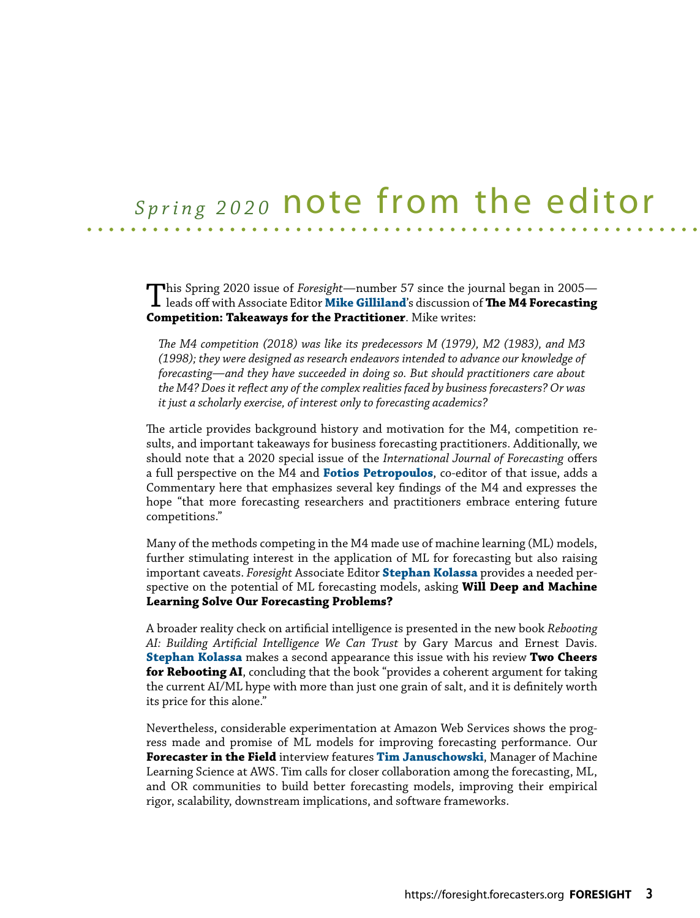# *Spring 2020* note from the editor

This Spring 2020 issue of *Foresight*—number 57 since the journal began in 2005—leads off with Associate Editor **Mike Gilliland**'s discussion of **The M4 Forecasting Competition: Takeaways for the Practitioner**. Mike writes:

*The M4 competition (2018) was like its predecessors M (1979), M2 (1983), and M3 (1998); they were designed as research endeavors intended to advance our knowledge of forecasting—and they have succeeded in doing so. But should practitioners care about the M4? Does it reflect any of the complex realities faced by business forecasters? Or was it just a scholarly exercise, of interest only to forecasting academics?*

The article provides background history and motivation for the M4, competition results, and important takeaways for business forecasting practitioners. Additionally, we should note that a 2020 special issue of the *International Journal of Forecasting* offers a full perspective on the M4 and **Fotios Petropoulos**, co-editor of that issue, adds a Commentary here that emphasizes several key findings of the M4 and expresses the hope "that more forecasting researchers and practitioners embrace entering future competitions."

Many of the methods competing in the M4 made use of machine learning (ML) models, further stimulating interest in the application of ML for forecasting but also raising important caveats. *Foresight* Associate Editor **Stephan Kolassa** provides a needed perspective on the potential of ML forecasting models, asking **Will Deep and Machine Learning Solve Our Forecasting Problems?**

A broader reality check on artificial intelligence is presented in the new book *Rebooting AI: Building Artificial Intelligence We Can Trust* by Gary Marcus and Ernest Davis. **Stephan Kolassa** makes a second appearance this issue with his review **Two Cheers for Rebooting AI**, concluding that the book "provides a coherent argument for taking the current AI/ML hype with more than just one grain of salt, and it is definitely worth its price for this alone."

Nevertheless, considerable experimentation at Amazon Web Services shows the progress made and promise of ML models for improving forecasting performance. Our **Forecaster in the Field** interview features **Tim Januschowski**, Manager of Machine Learning Science at AWS. Tim calls for closer collaboration among the forecasting, ML, and OR communities to build better forecasting models, improving their empirical rigor, scalability, downstream implications, and software frameworks.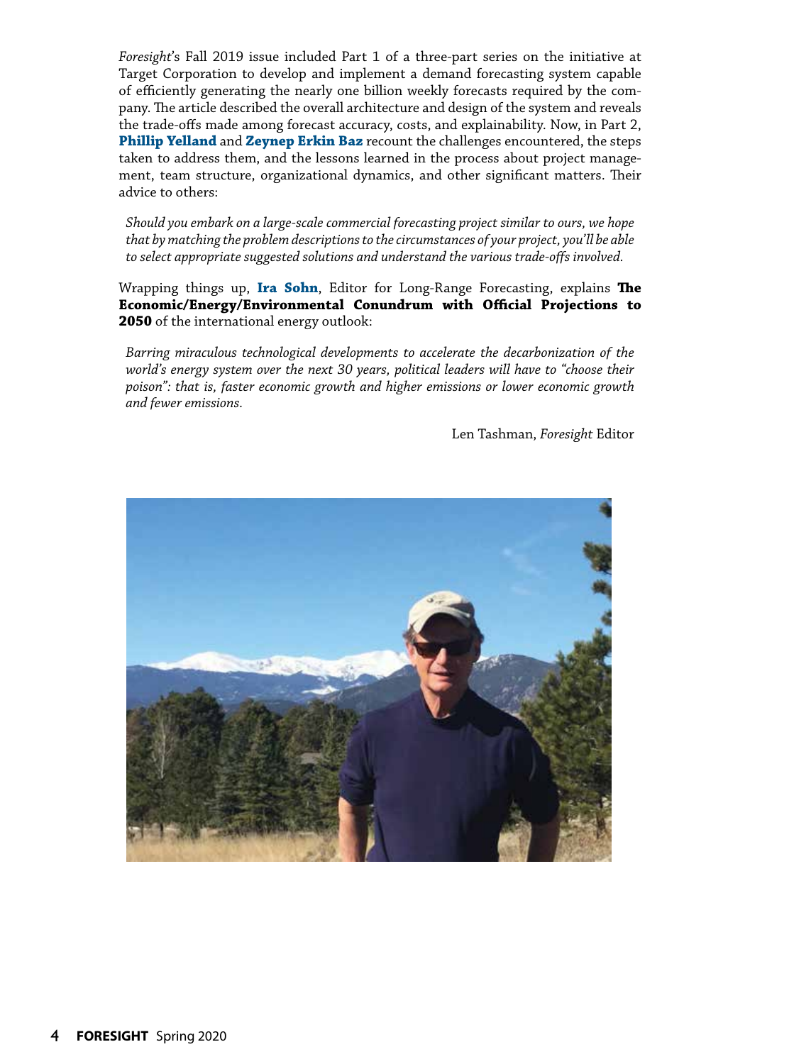*Foresight*'s Fall 2019 issue included Part 1 of a three-part series on the initiative at Target Corporation to develop and implement a demand forecasting system capable of efficiently generating the nearly one billion weekly forecasts required by the company. The article described the overall architecture and design of the system and reveals the trade-offs made among forecast accuracy, costs, and explainability. Now, in Part 2, **Phillip Yelland** and **Zeynep Erkin Baz** recount the challenges encountered, the steps taken to address them, and the lessons learned in the process about project management, team structure, organizational dynamics, and other significant matters. Their advice to others:

> *Should you embark on a large-scale commercial forecasting project similar to ours, we hope that by matching the problem descriptions to the circumstances of your project, you'll be able to select appropriate suggested solutions and understand the various trade-offs involved.*

Wrapping things up, **Ira Sohn**, Editor for Long-Range Forecasting, explains **The Economic/Energy/Environmental Conundrum with Official Projections to 2050** of the international energy outlook:

> *Barring miraculous technological developments to accelerate the decarbonization of the world's energy system over the next 30 years, political leaders will have to "choose their poison": that is, faster economic growth and higher emissions or lower economic growth and fewer emissions.*

Len Tashman, *Foresight* Editor